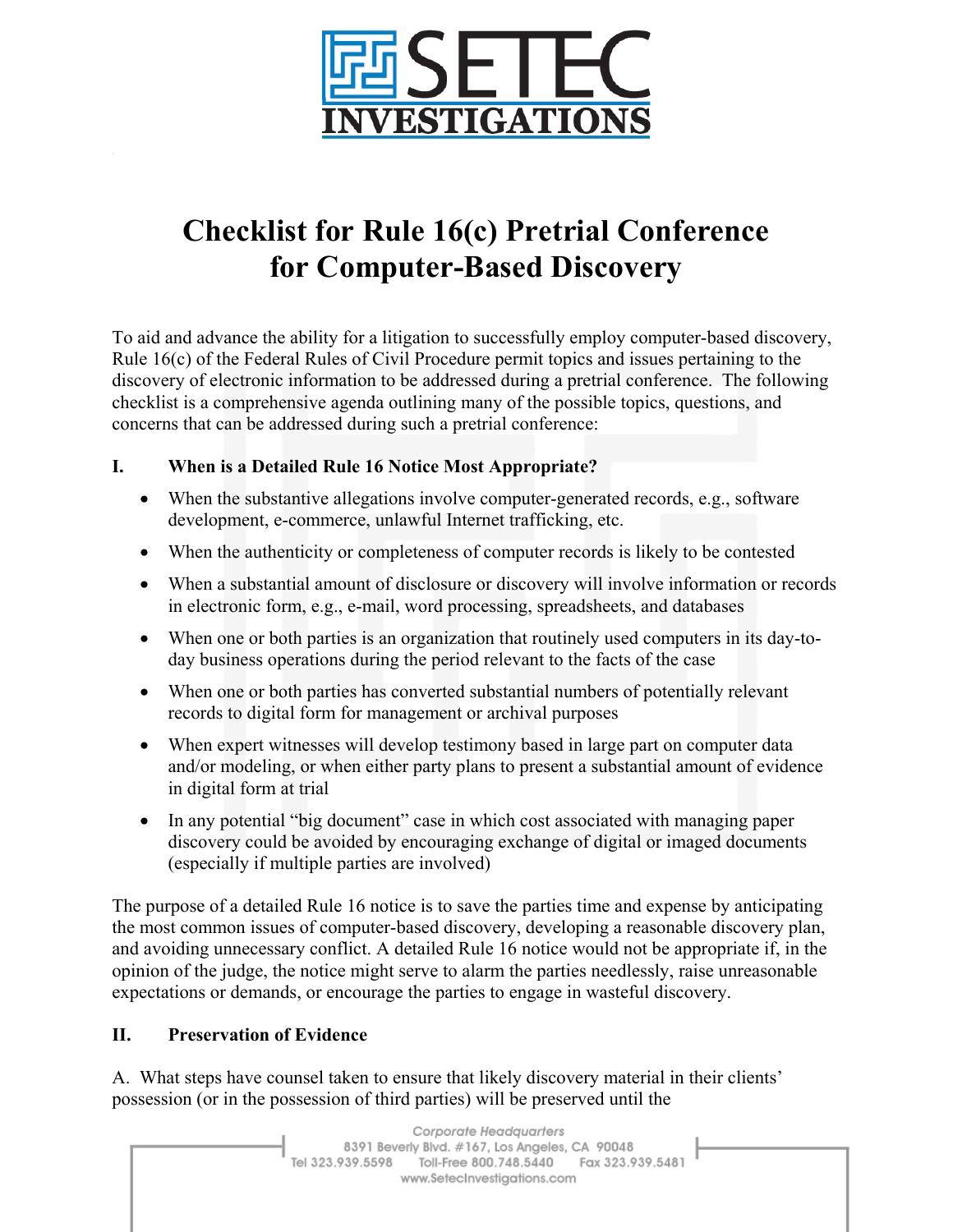# Checklist for Rule 16(c) Pretrial Conference for Computer-Based Discovery

To aid and advance the ability for a litigation to successfully employ computer-based discovery, Rule 16(c) of the Federal Rules of Civil Procedure permit topics and issues pertaining to the discovery of electronic information to be addressed during a pretrial conference. The following checklist is a comprehensive agenda outlining many of the possible topics, questions, and concerns that can be addressed during such a pretrial conference:

## I. When is a Detailed Rule 16 Notice Most Appropriate?

- When the substantive allegations involve computer-generated records, e.g., software development, e-commerce, unlawful Internet trafficking, etc.
- When the authenticity or completeness of computer records is likely to be contested
- When a substantial amount of disclosure or discovery will involve information or records in electronic form, e.g., e-mail, word processing, spreadsheets, and databases
- When one or both parties is an organization that routinely used computers in its day-to-day business operations during the period relevant to the facts of the case
- When one or both parties has converted substantial numbers of potentially relevant records to digital form for management or archival purposes
- When expert witnesses will develop testimony based in large part on computer data and/or modeling, or when either party plans to present a substantial amount of evidence in digital form at trial
- In any potential "big document" case in which cost associated with managing paper discovery could be avoided by encouraging exchange of digital or imaged documents (especially if multiple parties are involved)

The purpose of a detailed Rule 16 notice is to save the parties time and expense by anticipating the most common issues of computer-based discovery, developing a reasonable discovery plan, and avoiding unnecessary conflict. A detailed Rule 16 notice would not be appropriate if, in the opinion of the judge, the notice might serve to alarm the parties needlessly, raise unreasonable expectations or demands, or encourage the parties to engage in wasteful discovery.

## II. Preservation of Evidence

A. What steps have counsel taken to ensure that likely discovery material in their clients' possession (or in the possession of third parties) will be preserved until the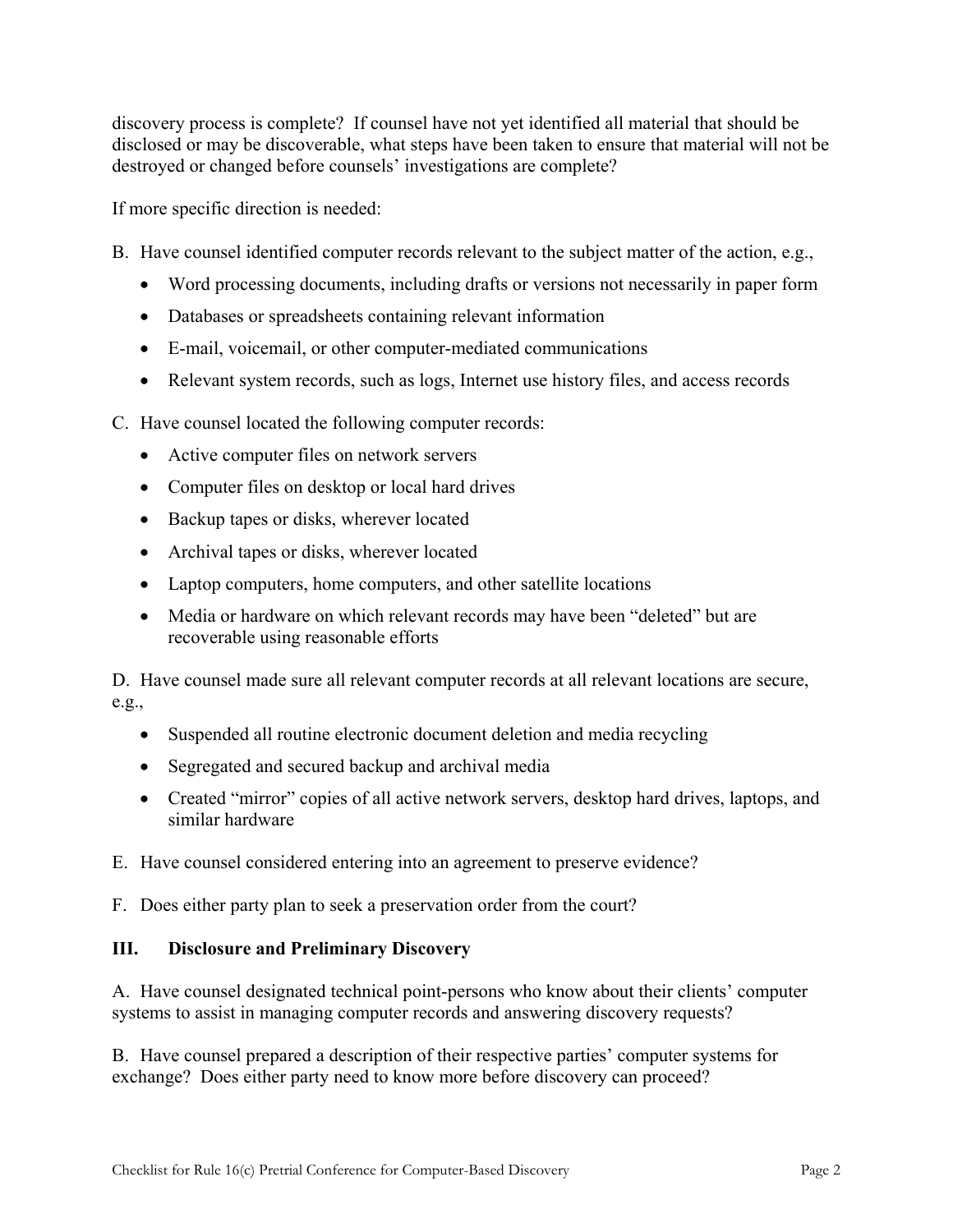discovery process is complete? If counsel have not yet identified all material that should be disclosed or may be discoverable, what steps have been taken to ensure that material will not be destroyed or changed before counsels' investigations are complete?

If more specific direction is needed:

B. Have counsel identified computer records relevant to the subject matter of the action, e.g.,

- Word processing documents, including drafts or versions not necessarily in paper form
- Databases or spreadsheets containing relevant information
- E-mail, voicemail, or other computer-mediated communications
- Relevant system records, such as logs, Internet use history files, and access records

C. Have counsel located the following computer records:

- Active computer files on network servers
- Computer files on desktop or local hard drives
- Backup tapes or disks, wherever located
- Archival tapes or disks, wherever located
- Laptop computers, home computers, and other satellite locations
- Media or hardware on which relevant records may have been "deleted" but are recoverable using reasonable efforts

D. Have counsel made sure all relevant computer records at all relevant locations are secure, e.g.,

- Suspended all routine electronic document deletion and media recycling
- Segregated and secured backup and archival media
- Created "mirror" copies of all active network servers, desktop hard drives, laptops, and similar hardware

E. Have counsel considered entering into an agreement to preserve evidence?

F. Does either party plan to seek a preservation order from the court?

### III. Disclosure and Preliminary Discovery

A. Have counsel designated technical point-persons who know about their clients' computer systems to assist in managing computer records and answering discovery requests?

B. Have counsel prepared a description of their respective parties' computer systems for exchange? Does either party need to know more before discovery can proceed?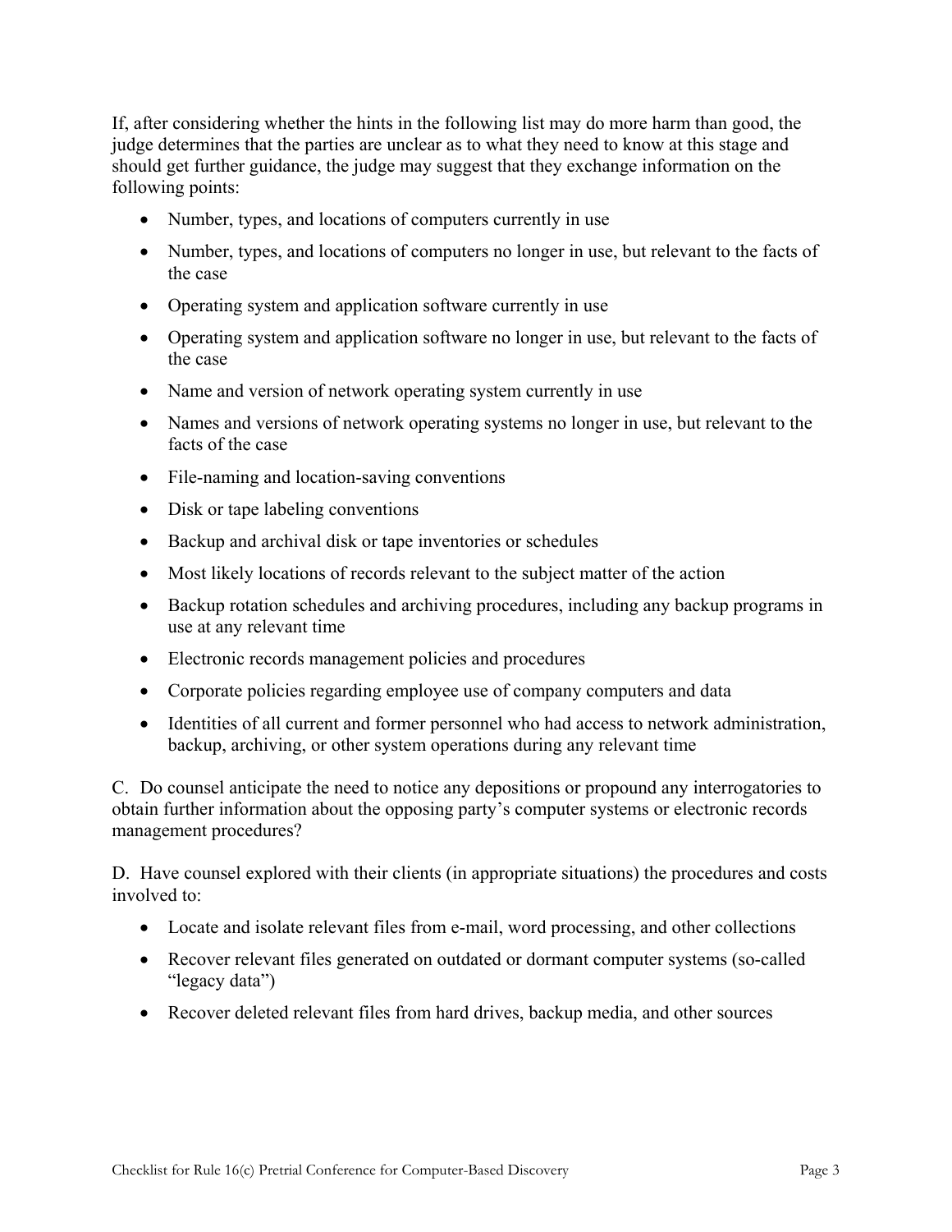If, after considering whether the hints in the following list may do more harm than good, the judge determines that the parties are unclear as to what they need to know at this stage and should get further guidance, the judge may suggest that they exchange information on the following points:

- Number, types, and locations of computers currently in use
- Number, types, and locations of computers no longer in use, but relevant to the facts of the case
- Operating system and application software currently in use
- Operating system and application software no longer in use, but relevant to the facts of the case
- Name and version of network operating system currently in use
- Names and versions of network operating systems no longer in use, but relevant to the facts of the case
- File-naming and location-saving conventions
- Disk or tape labeling conventions
- Backup and archival disk or tape inventories or schedules
- Most likely locations of records relevant to the subject matter of the action
- Backup rotation schedules and archiving procedures, including any backup programs in use at any relevant time
- Electronic records management policies and procedures
- Corporate policies regarding employee use of company computers and data
- Identities of all current and former personnel who had access to network administration, backup, archiving, or other system operations during any relevant time

C. Do counsel anticipate the need to notice any depositions or propound any interrogatories to obtain further information about the opposing party's computer systems or electronic records management procedures?

D. Have counsel explored with their clients (in appropriate situations) the procedures and costs involved to:

- Locate and isolate relevant files from e-mail, word processing, and other collections
- Recover relevant files generated on outdated or dormant computer systems (so-called "legacy data")
- Recover deleted relevant files from hard drives, backup media, and other sources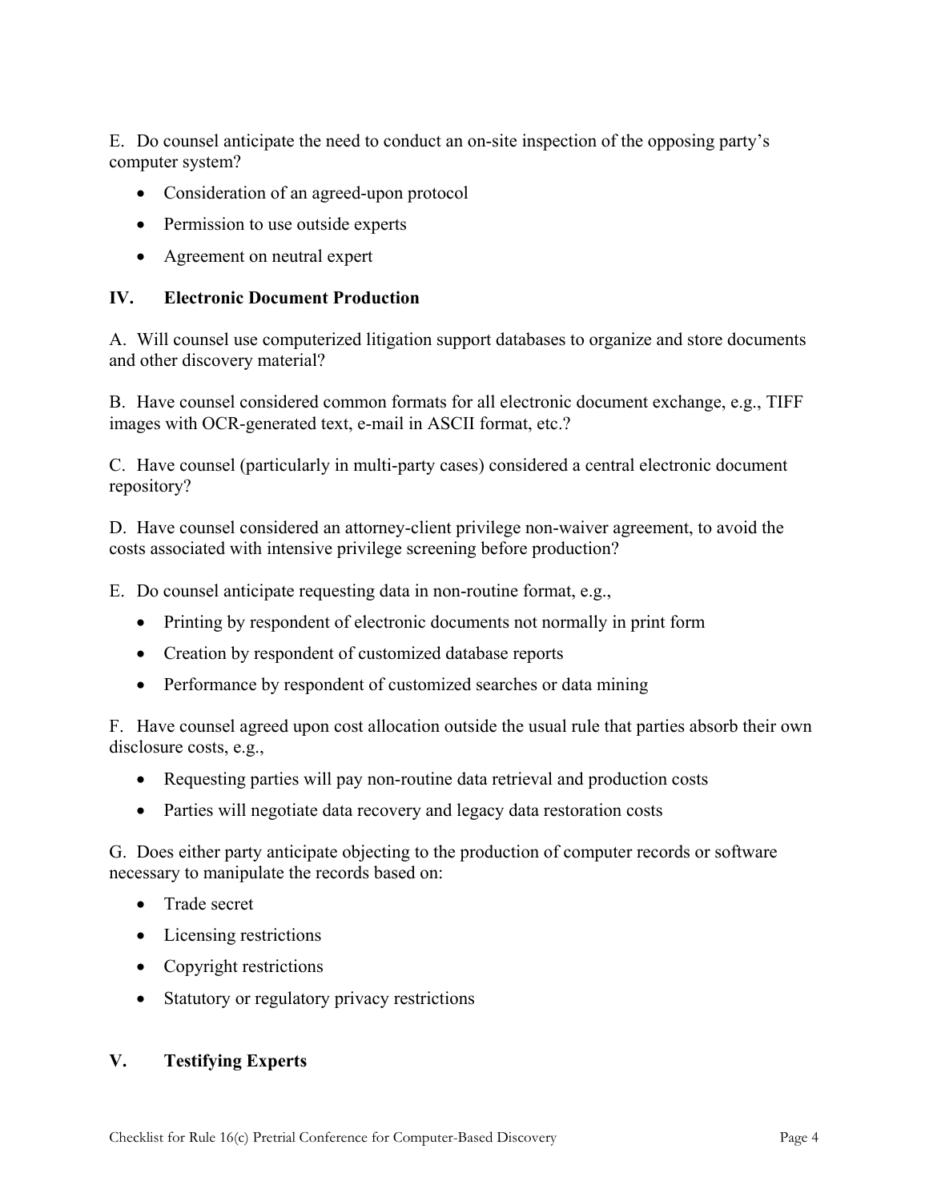E. Do counsel anticipate the need to conduct an on-site inspection of the opposing party's computer system?

- Consideration of an agreed-upon protocol
- Permission to use outside experts
- Agreement on neutral expert

## IV. Electronic Document Production

A. Will counsel use computerized litigation support databases to organize and store documents and other discovery material?

B. Have counsel considered common formats for all electronic document exchange, e.g., TIFF images with OCR-generated text, e-mail in ASCII format, etc.?

C. Have counsel (particularly in multi-party cases) considered a central electronic document repository?

D. Have counsel considered an attorney-client privilege non-waiver agreement, to avoid the costs associated with intensive privilege screening before production?

E. Do counsel anticipate requesting data in non-routine format, e.g.,

- Printing by respondent of electronic documents not normally in print form
- Creation by respondent of customized database reports
- Performance by respondent of customized searches or data mining

F. Have counsel agreed upon cost allocation outside the usual rule that parties absorb their own disclosure costs, e.g.,

- Requesting parties will pay non-routine data retrieval and production costs
- Parties will negotiate data recovery and legacy data restoration costs

G. Does either party anticipate objecting to the production of computer records or software necessary to manipulate the records based on:

- Trade secret
- Licensing restrictions
- Copyright restrictions
- Statutory or regulatory privacy restrictions

## V. Testifying Experts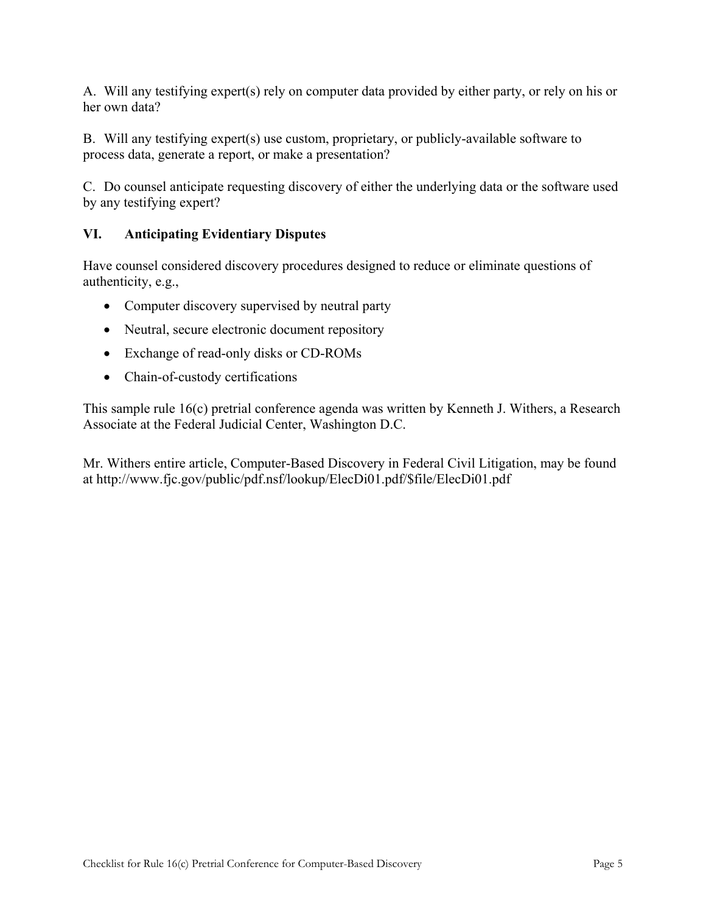A. Will any testifying expert(s) rely on computer data provided by either party, or rely on his or her own data?

B. Will any testifying expert(s) use custom, proprietary, or publicly-available software to process data, generate a report, or make a presentation?

C. Do counsel anticipate requesting discovery of either the underlying data or the software used by any testifying expert?

## VI. Anticipating Evidentiary Disputes

Have counsel considered discovery procedures designed to reduce or eliminate questions of authenticity, e.g.,

- Computer discovery supervised by neutral party
- Neutral, secure electronic document repository
- Exchange of read-only disks or CD-ROMs
- Chain-of-custody certifications

This sample rule 16(c) pretrial conference agenda was written by Kenneth J. Withers, a Research Associate at the Federal Judicial Center, Washington D.C.

Mr. Withers entire article, Computer-Based Discovery in Federal Civil Litigation, may be found at http://www.fjc.gov/public/pdf.nsf/lookup/ElecDi01.pdf/$file/ElecDi01.pdf